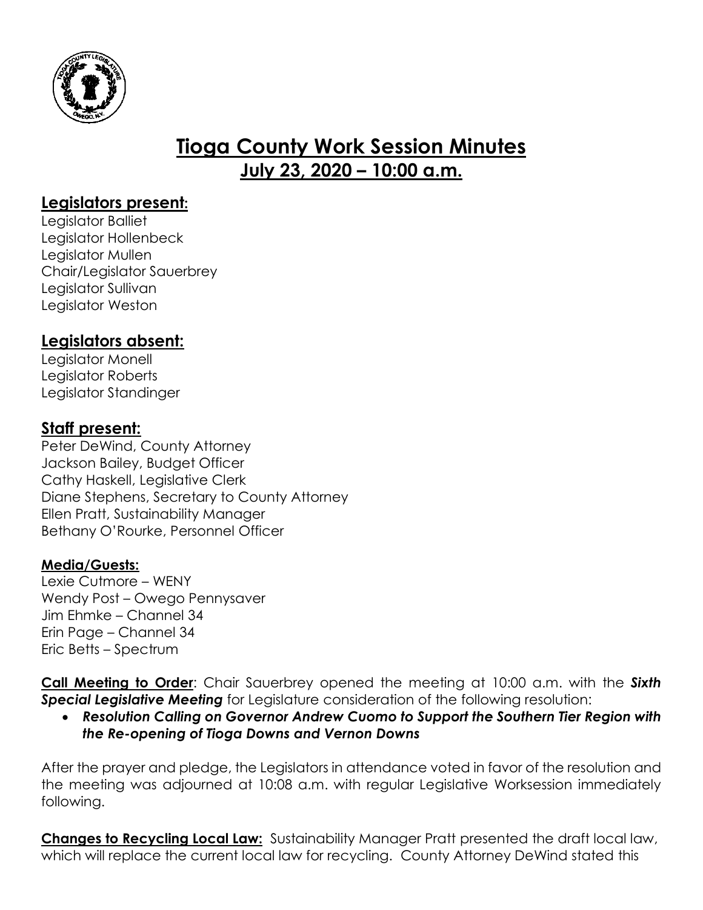# Tioga County Work Session Minutes
## July 23, 2020 – 10:00 a.m.

### Legislators present:

Legislator Balliet
Legislator Hollenbeck
Legislator Mullen
Chair/Legislator Sauerbrey
Legislator Sullivan
Legislator Weston

### Legislators absent:

Legislator Monell
Legislator Roberts
Legislator Standinger

### Staff present:

Peter DeWind, County Attorney
Jackson Bailey, Budget Officer
Cathy Haskell, Legislative Clerk
Diane Stephens, Secretary to County Attorney
Ellen Pratt, Sustainability Manager
Bethany O'Rourke, Personnel Officer

**Media/Guests:**

Lexie Cutmore – WENY
Wendy Post – Owego Pennysaver
Jim Ehmke – Channel 34
Erin Page – Channel 34
Eric Betts – Spectrum

**Call Meeting to Order**: Chair Sauerbrey opened the meeting at 10:00 a.m. with the ***Sixth Special Legislative Meeting*** for Legislature consideration of the following resolution:

- ***Resolution Calling on Governor Andrew Cuomo to Support the Southern Tier Region with the Re-opening of Tioga Downs and Vernon Downs***

After the prayer and pledge, the Legislators in attendance voted in favor of the resolution and the meeting was adjourned at 10:08 a.m. with regular Legislative Worksession immediately following.

**Changes to Recycling Local Law:** Sustainability Manager Pratt presented the draft local law, which will replace the current local law for recycling. County Attorney DeWind stated this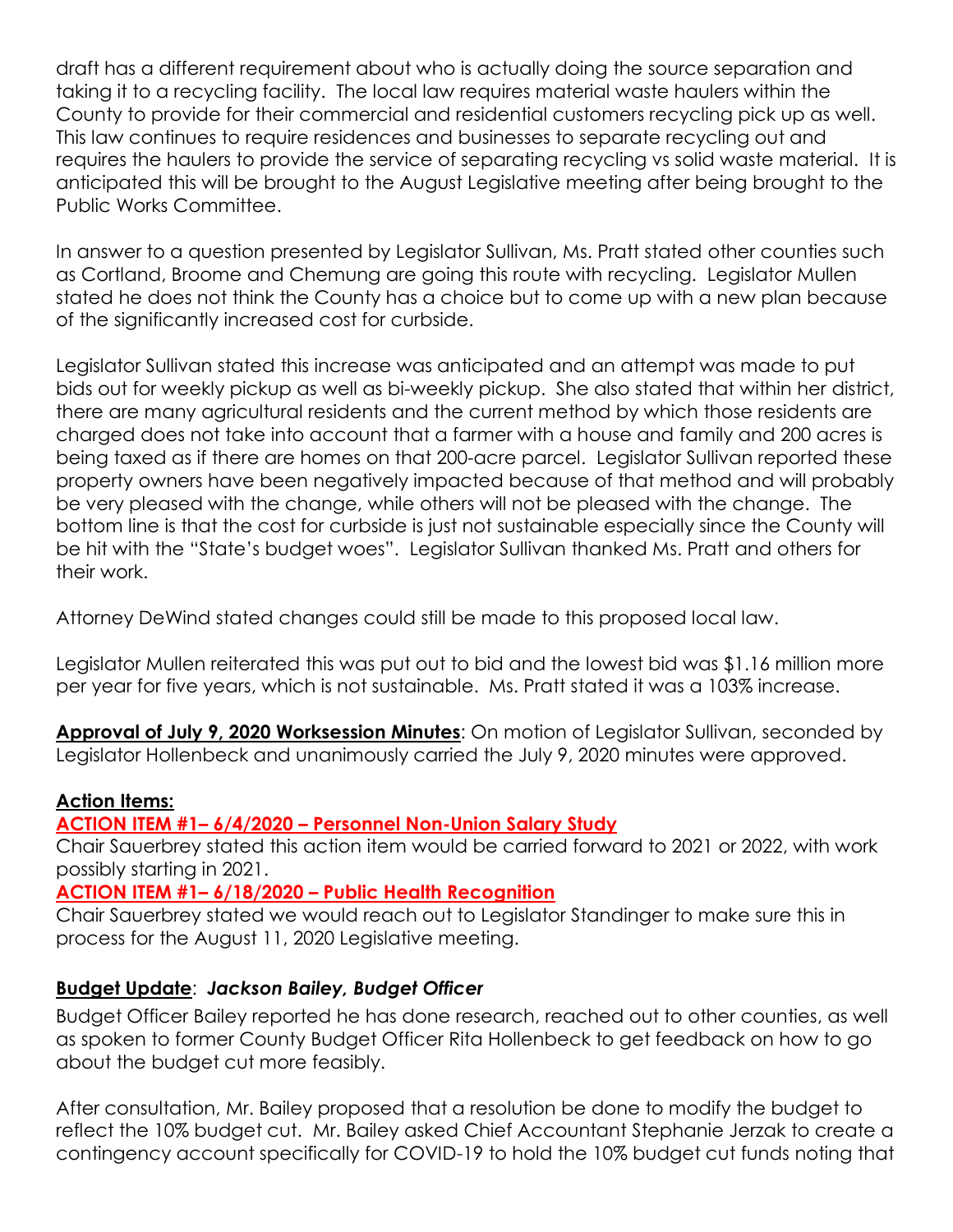draft has a different requirement about who is actually doing the source separation and taking it to a recycling facility. The local law requires material waste haulers within the County to provide for their commercial and residential customers recycling pick up as well. This law continues to require residences and businesses to separate recycling out and requires the haulers to provide the service of separating recycling vs solid waste material. It is anticipated this will be brought to the August Legislative meeting after being brought to the Public Works Committee.

In answer to a question presented by Legislator Sullivan, Ms. Pratt stated other counties such as Cortland, Broome and Chemung are going this route with recycling. Legislator Mullen stated he does not think the County has a choice but to come up with a new plan because of the significantly increased cost for curbside.

Legislator Sullivan stated this increase was anticipated and an attempt was made to put bids out for weekly pickup as well as bi-weekly pickup. She also stated that within her district, there are many agricultural residents and the current method by which those residents are charged does not take into account that a farmer with a house and family and 200 acres is being taxed as if there are homes on that 200-acre parcel. Legislator Sullivan reported these property owners have been negatively impacted because of that method and will probably be very pleased with the change, while others will not be pleased with the change. The bottom line is that the cost for curbside is just not sustainable especially since the County will be hit with the "State's budget woes". Legislator Sullivan thanked Ms. Pratt and others for their work.

Attorney DeWind stated changes could still be made to this proposed local law.

Legislator Mullen reiterated this was put out to bid and the lowest bid was $1.16 million more per year for five years, which is not sustainable. Ms. Pratt stated it was a 103% increase.

**Approval of July 9, 2020 Worksession Minutes**: On motion of Legislator Sullivan, seconded by Legislator Hollenbeck and unanimously carried the July 9, 2020 minutes were approved.

**Action Items:**

**ACTION ITEM #1– 6/4/2020 – Personnel Non-Union Salary Study**

Chair Sauerbrey stated this action item would be carried forward to 2021 or 2022, with work possibly starting in 2021.

**ACTION ITEM #1– 6/18/2020 – Public Health Recognition**

Chair Sauerbrey stated we would reach out to Legislator Standinger to make sure this in process for the August 11, 2020 Legislative meeting.

**Budget Update**: ***Jackson Bailey, Budget Officer***

Budget Officer Bailey reported he has done research, reached out to other counties, as well as spoken to former County Budget Officer Rita Hollenbeck to get feedback on how to go about the budget cut more feasibly.

After consultation, Mr. Bailey proposed that a resolution be done to modify the budget to reflect the 10% budget cut. Mr. Bailey asked Chief Accountant Stephanie Jerzak to create a contingency account specifically for COVID-19 to hold the 10% budget cut funds noting that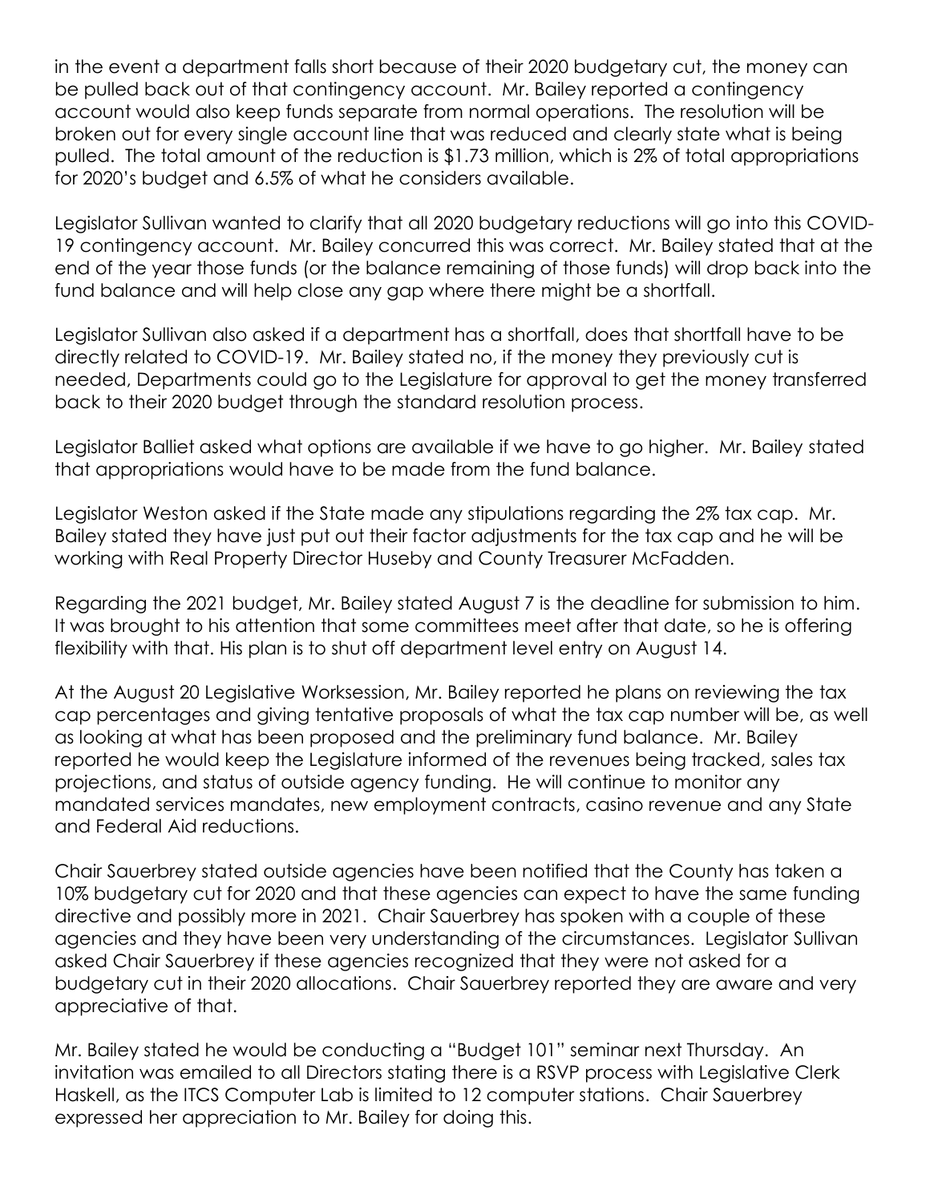in the event a department falls short because of their 2020 budgetary cut, the money can be pulled back out of that contingency account. Mr. Bailey reported a contingency account would also keep funds separate from normal operations. The resolution will be broken out for every single account line that was reduced and clearly state what is being pulled. The total amount of the reduction is $1.73 million, which is 2% of total appropriations for 2020's budget and 6.5% of what he considers available.

Legislator Sullivan wanted to clarify that all 2020 budgetary reductions will go into this COVID-19 contingency account. Mr. Bailey concurred this was correct. Mr. Bailey stated that at the end of the year those funds (or the balance remaining of those funds) will drop back into the fund balance and will help close any gap where there might be a shortfall.

Legislator Sullivan also asked if a department has a shortfall, does that shortfall have to be directly related to COVID-19. Mr. Bailey stated no, if the money they previously cut is needed, Departments could go to the Legislature for approval to get the money transferred back to their 2020 budget through the standard resolution process.

Legislator Balliet asked what options are available if we have to go higher. Mr. Bailey stated that appropriations would have to be made from the fund balance.

Legislator Weston asked if the State made any stipulations regarding the 2% tax cap. Mr. Bailey stated they have just put out their factor adjustments for the tax cap and he will be working with Real Property Director Huseby and County Treasurer McFadden.

Regarding the 2021 budget, Mr. Bailey stated August 7 is the deadline for submission to him. It was brought to his attention that some committees meet after that date, so he is offering flexibility with that. His plan is to shut off department level entry on August 14.

At the August 20 Legislative Worksession, Mr. Bailey reported he plans on reviewing the tax cap percentages and giving tentative proposals of what the tax cap number will be, as well as looking at what has been proposed and the preliminary fund balance. Mr. Bailey reported he would keep the Legislature informed of the revenues being tracked, sales tax projections, and status of outside agency funding. He will continue to monitor any mandated services mandates, new employment contracts, casino revenue and any State and Federal Aid reductions.

Chair Sauerbrey stated outside agencies have been notified that the County has taken a 10% budgetary cut for 2020 and that these agencies can expect to have the same funding directive and possibly more in 2021. Chair Sauerbrey has spoken with a couple of these agencies and they have been very understanding of the circumstances. Legislator Sullivan asked Chair Sauerbrey if these agencies recognized that they were not asked for a budgetary cut in their 2020 allocations. Chair Sauerbrey reported they are aware and very appreciative of that.

Mr. Bailey stated he would be conducting a "Budget 101" seminar next Thursday. An invitation was emailed to all Directors stating there is a RSVP process with Legislative Clerk Haskell, as the ITCS Computer Lab is limited to 12 computer stations. Chair Sauerbrey expressed her appreciation to Mr. Bailey for doing this.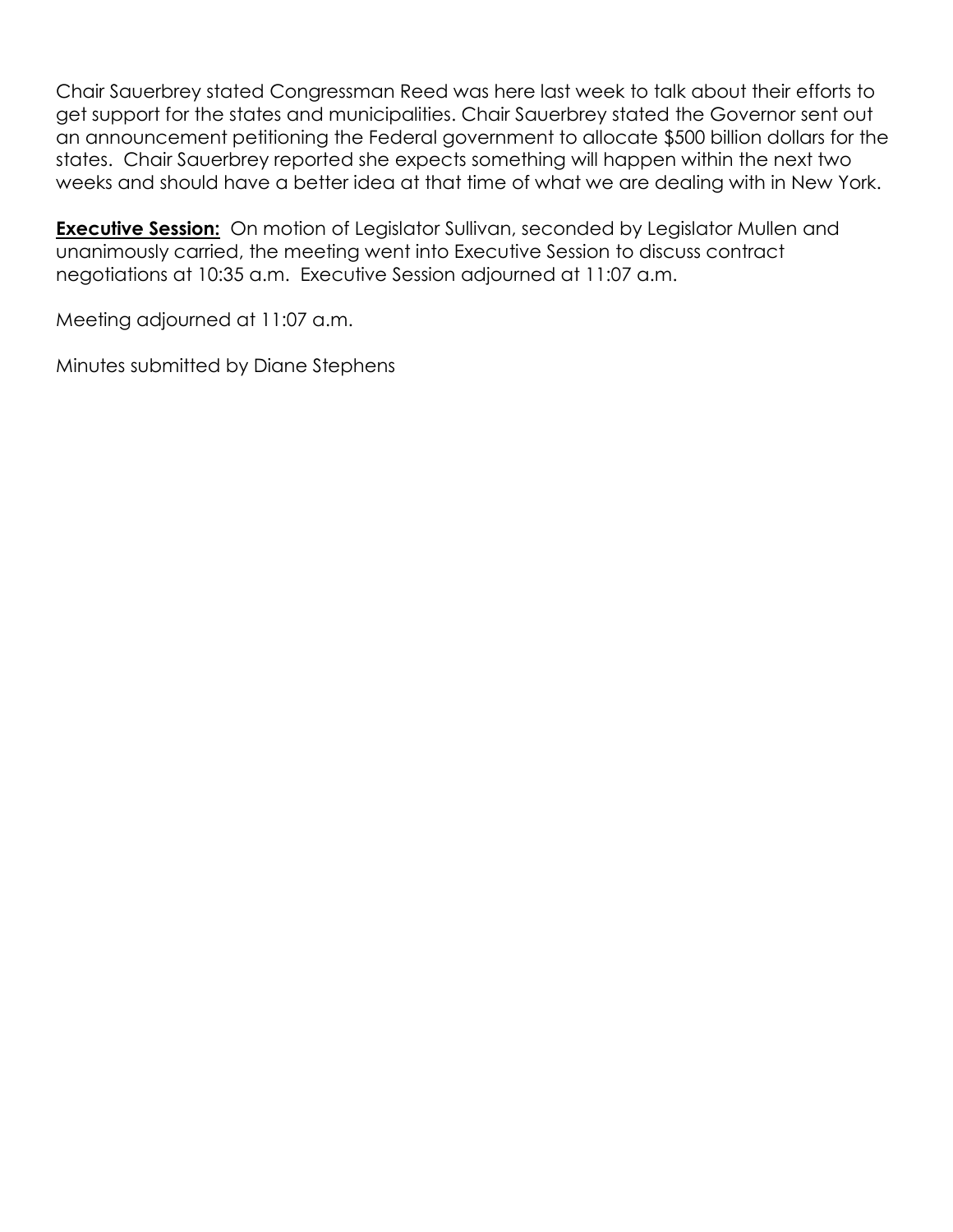Chair Sauerbrey stated Congressman Reed was here last week to talk about their efforts to get support for the states and municipalities. Chair Sauerbrey stated the Governor sent out an announcement petitioning the Federal government to allocate $500 billion dollars for the states. Chair Sauerbrey reported she expects something will happen within the next two weeks and should have a better idea at that time of what we are dealing with in New York.

**Executive Session:** On motion of Legislator Sullivan, seconded by Legislator Mullen and unanimously carried, the meeting went into Executive Session to discuss contract negotiations at 10:35 a.m. Executive Session adjourned at 11:07 a.m.

Meeting adjourned at 11:07 a.m.

Minutes submitted by Diane Stephens